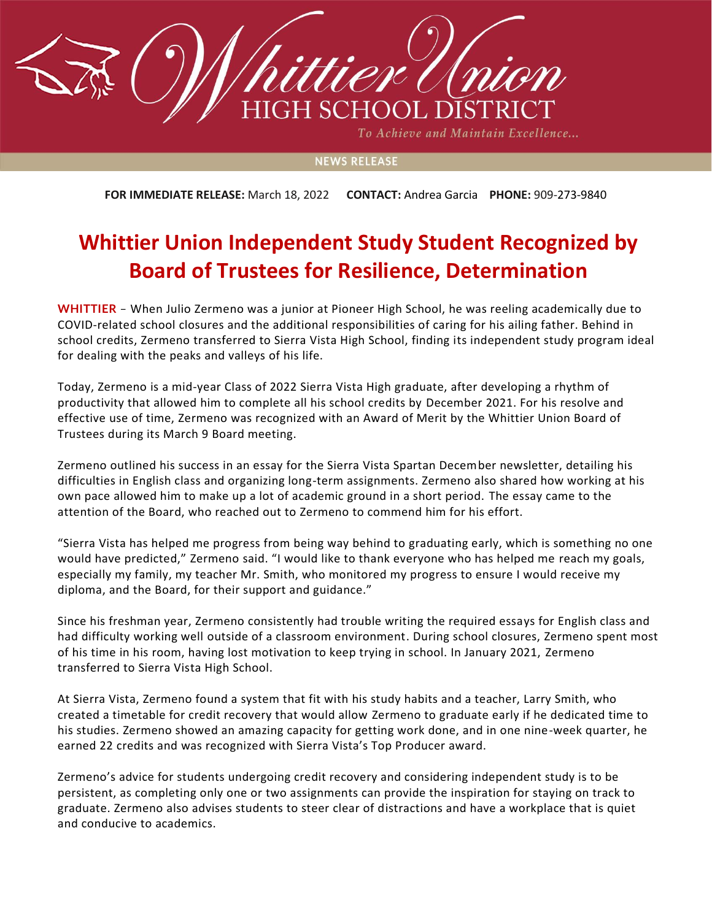# Whittier Union HIGH SCHOOL DISTRICT

*To Achieve and Maintain Excellence...*

NEWS RELEASE

**FOR IMMEDIATE RELEASE:** March 18, 2022 **CONTACT:** Andrea Garcia **PHONE:** 909-273-9840

## Whittier Union Independent Study Student Recognized by Board of Trustees for Resilience, Determination

**WHITTIER** – When Julio Zermeno was a junior at Pioneer High School, he was reeling academically due to COVID-related school closures and the additional responsibilities of caring for his ailing father. Behind in school credits, Zermeno transferred to Sierra Vista High School, finding its independent study program ideal for dealing with the peaks and valleys of his life.

Today, Zermeno is a mid-year Class of 2022 Sierra Vista High graduate, after developing a rhythm of productivity that allowed him to complete all his school credits by December 2021. For his resolve and effective use of time, Zermeno was recognized with an Award of Merit by the Whittier Union Board of Trustees during its March 9 Board meeting.

Zermeno outlined his success in an essay for the Sierra Vista Spartan December newsletter, detailing his difficulties in English class and organizing long-term assignments. Zermeno also shared how working at his own pace allowed him to make up a lot of academic ground in a short period. The essay came to the attention of the Board, who reached out to Zermeno to commend him for his effort.

"Sierra Vista has helped me progress from being way behind to graduating early, which is something no one would have predicted," Zermeno said. "I would like to thank everyone who has helped me reach my goals, especially my family, my teacher Mr. Smith, who monitored my progress to ensure I would receive my diploma, and the Board, for their support and guidance."

Since his freshman year, Zermeno consistently had trouble writing the required essays for English class and had difficulty working well outside of a classroom environment. During school closures, Zermeno spent most of his time in his room, having lost motivation to keep trying in school. In January 2021, Zermeno transferred to Sierra Vista High School.

At Sierra Vista, Zermeno found a system that fit with his study habits and a teacher, Larry Smith, who created a timetable for credit recovery that would allow Zermeno to graduate early if he dedicated time to his studies. Zermeno showed an amazing capacity for getting work done, and in one nine-week quarter, he earned 22 credits and was recognized with Sierra Vista's Top Producer award.

Zermeno's advice for students undergoing credit recovery and considering independent study is to be persistent, as completing only one or two assignments can provide the inspiration for staying on track to graduate. Zermeno also advises students to steer clear of distractions and have a workplace that is quiet and conducive to academics.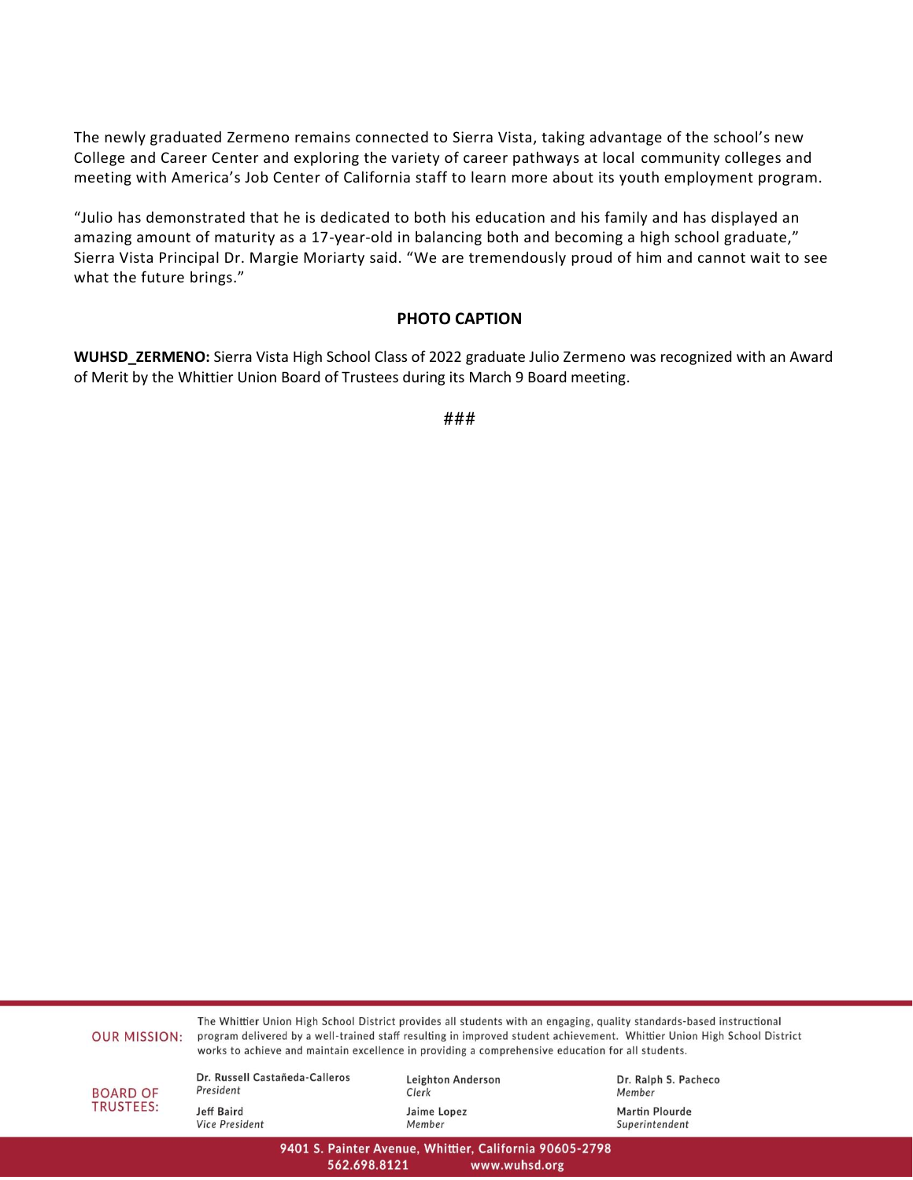The newly graduated Zermeno remains connected to Sierra Vista, taking advantage of the school's new College and Career Center and exploring the variety of career pathways at local community colleges and meeting with America's Job Center of California staff to learn more about its youth employment program.

"Julio has demonstrated that he is dedicated to both his education and his family and has displayed an amazing amount of maturity as a 17-year-old in balancing both and becoming a high school graduate," Sierra Vista Principal Dr. Margie Moriarty said. "We are tremendously proud of him and cannot wait to see what the future brings."

**PHOTO CAPTION**

**WUHSD_ZERMENO:** Sierra Vista High School Class of 2022 graduate Julio Zermeno was recognized with an Award of Merit by the Whittier Union Board of Trustees during its March 9 Board meeting.

###

OUR MISSION: The Whittier Union High School District provides all students with an engaging, quality standards-based instructional program delivered by a well-trained staff resulting in improved student achievement. Whittier Union High School District works to achieve and maintain excellence in providing a comprehensive education for all students.

BOARD OF TRUSTEES:

Dr. Russell Castañeda-Calleros, *President*
Jeff Baird, *Vice President*
Leighton Anderson, *Clerk*
Jaime Lopez, *Member*
Dr. Ralph S. Pacheco, *Member*
Martin Plourde, *Superintendent*

9401 S. Painter Avenue, Whittier, California 90605-2798
562.698.8121 www.wuhsd.org